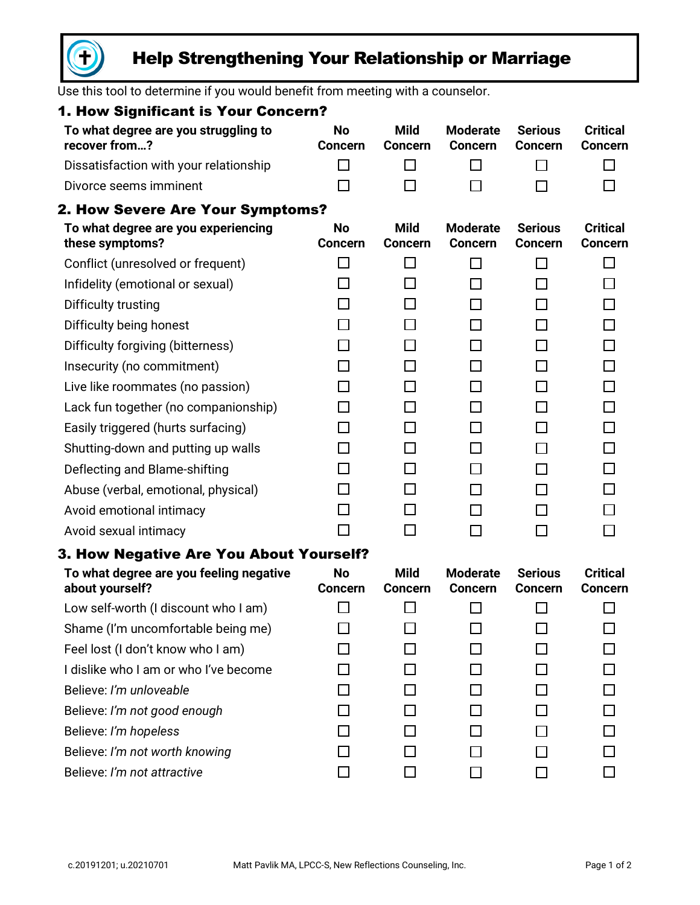# Help Strengthening Your Relationship or Marriage

Use this tool to determine if you would benefit from meeting with a counselor.

## 1. How Significant is Your Concern?

| To what degree are you struggling to recover from…? | No Concern | Mild Concern | Moderate Concern | Serious Concern | Critical Concern |
|---|---|---|---|---|---|
| Dissatisfaction with your relationship | ☐ | ☐ | ☐ | ☐ | ☐ |
| Divorce seems imminent | ☐ | ☐ | ☐ | ☐ | ☐ |

## 2. How Severe Are Your Symptoms?

| To what degree are you experiencing these symptoms? | No Concern | Mild Concern | Moderate Concern | Serious Concern | Critical Concern |
|---|---|---|---|---|---|
| Conflict (unresolved or frequent) | ☐ | ☐ | ☐ | ☐ | ☐ |
| Infidelity (emotional or sexual) | ☐ | ☐ | ☐ | ☐ | ☐ |
| Difficulty trusting | ☐ | ☐ | ☐ | ☐ | ☐ |
| Difficulty being honest | ☐ | ☐ | ☐ | ☐ | ☐ |
| Difficulty forgiving (bitterness) | ☐ | ☐ | ☐ | ☐ | ☐ |
| Insecurity (no commitment) | ☐ | ☐ | ☐ | ☐ | ☐ |
| Live like roommates (no passion) | ☐ | ☐ | ☐ | ☐ | ☐ |
| Lack fun together (no companionship) | ☐ | ☐ | ☐ | ☐ | ☐ |
| Easily triggered (hurts surfacing) | ☐ | ☐ | ☐ | ☐ | ☐ |
| Shutting-down and putting up walls | ☐ | ☐ | ☐ | ☐ | ☐ |
| Deflecting and Blame-shifting | ☐ | ☐ | ☐ | ☐ | ☐ |
| Abuse (verbal, emotional, physical) | ☐ | ☐ | ☐ | ☐ | ☐ |
| Avoid emotional intimacy | ☐ | ☐ | ☐ | ☐ | ☐ |
| Avoid sexual intimacy | ☐ | ☐ | ☐ | ☐ | ☐ |

## 3. How Negative Are You About Yourself?

| To what degree are you feeling negative about yourself? | No Concern | Mild Concern | Moderate Concern | Serious Concern | Critical Concern |
|---|---|---|---|---|---|
| Low self-worth (I discount who I am) | ☐ | ☐ | ☐ | ☐ | ☐ |
| Shame (I'm uncomfortable being me) | ☐ | ☐ | ☐ | ☐ | ☐ |
| Feel lost (I don't know who I am) | ☐ | ☐ | ☐ | ☐ | ☐ |
| I dislike who I am or who I've become | ☐ | ☐ | ☐ | ☐ | ☐ |
| Believe: *I'm unloveable* | ☐ | ☐ | ☐ | ☐ | ☐ |
| Believe: *I'm not good enough* | ☐ | ☐ | ☐ | ☐ | ☐ |
| Believe: *I'm hopeless* | ☐ | ☐ | ☐ | ☐ | ☐ |
| Believe: *I'm not worth knowing* | ☐ | ☐ | ☐ | ☐ | ☐ |
| Believe: *I'm not attractive* | ☐ | ☐ | ☐ | ☐ | ☐ |

c.20191201; u.20210701 Matt Pavlik MA, LPCC-S, New Reflections Counseling, Inc.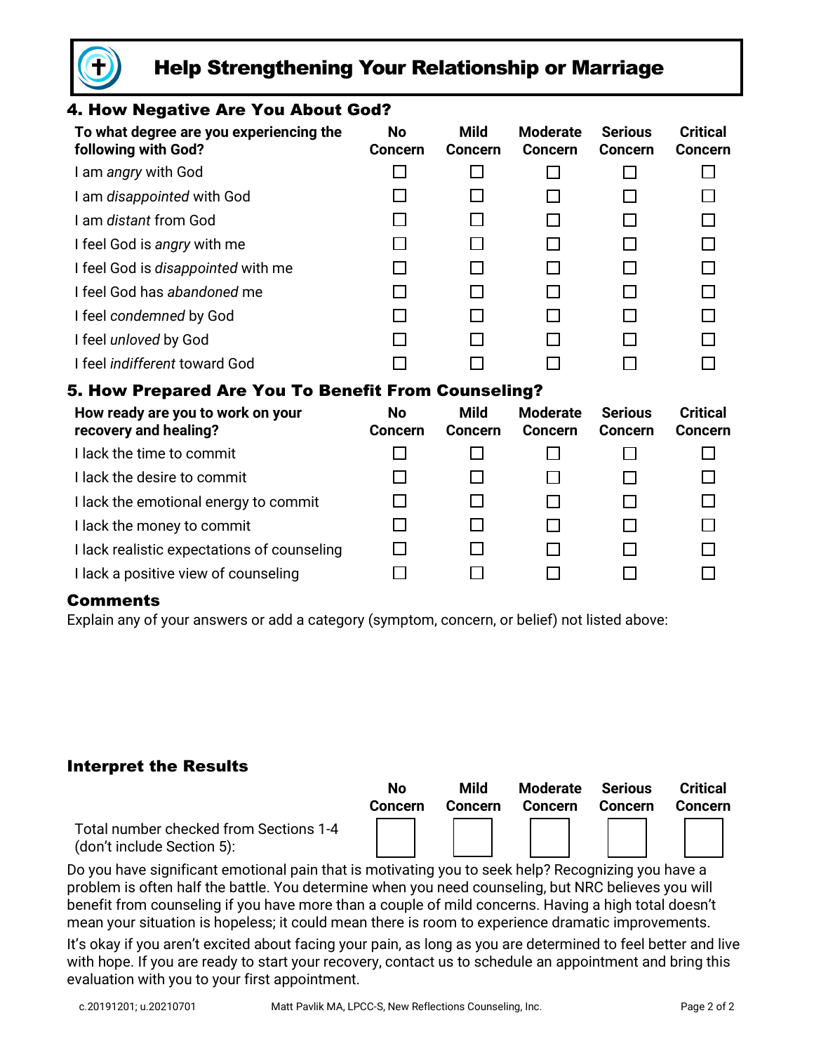# Help Strengthening Your Relationship or Marriage

## 4. How Negative Are You About God?

| To what degree are you experiencing the following with God? | No Concern | Mild Concern | Moderate Concern | Serious Concern | Critical Concern |
|---|---|---|---|---|---|
| I am *angry* with God | ☐ | ☐ | ☐ | ☐ | ☐ |
| I am *disappointed* with God | ☐ | ☐ | ☐ | ☐ | ☐ |
| I am *distant* from God | ☐ | ☐ | ☐ | ☐ | ☐ |
| I feel God is *angry* with me | ☐ | ☐ | ☐ | ☐ | ☐ |
| I feel God is *disappointed* with me | ☐ | ☐ | ☐ | ☐ | ☐ |
| I feel God has *abandoned* me | ☐ | ☐ | ☐ | ☐ | ☐ |
| I feel *condemned* by God | ☐ | ☐ | ☐ | ☐ | ☐ |
| I feel *unloved* by God | ☐ | ☐ | ☐ | ☐ | ☐ |
| I feel *indifferent* toward God | ☐ | ☐ | ☐ | ☐ | ☐ |

## 5. How Prepared Are You To Benefit From Counseling?

| How ready are you to work on your recovery and healing? | No Concern | Mild Concern | Moderate Concern | Serious Concern | Critical Concern |
|---|---|---|---|---|---|
| I lack the time to commit | ☐ | ☐ | ☐ | ☐ | ☐ |
| I lack the desire to commit | ☐ | ☐ | ☐ | ☐ | ☐ |
| I lack the emotional energy to commit | ☐ | ☐ | ☐ | ☐ | ☐ |
| I lack the money to commit | ☐ | ☐ | ☐ | ☐ | ☐ |
| I lack realistic expectations of counseling | ☐ | ☐ | ☐ | ☐ | ☐ |
| I lack a positive view of counseling | ☐ | ☐ | ☐ | ☐ | ☐ |

## Comments

Explain any of your answers or add a category (symptom, concern, or belief) not listed above:

## Interpret the Results

| | No Concern | Mild Concern | Moderate Concern | Serious Concern | Critical Concern |
|---|---|---|---|---|---|
| Total number checked from Sections 1-4 (don't include Section 5): | | | | | |

Do you have significant emotional pain that is motivating you to seek help? Recognizing you have a problem is often half the battle. You determine when you need counseling, but NRC believes you will benefit from counseling if you have more than a couple of mild concerns. Having a high total doesn't mean your situation is hopeless; it could mean there is room to experience dramatic improvements.

It's okay if you aren't excited about facing your pain, as long as you are determined to feel better and live with hope. If you are ready to start your recovery, contact us to schedule an appointment and bring this evaluation with you to your first appointment.

c.20191201; u.20210701 Matt Pavlik MA, LPCC-S, New Reflections Counseling, Inc.